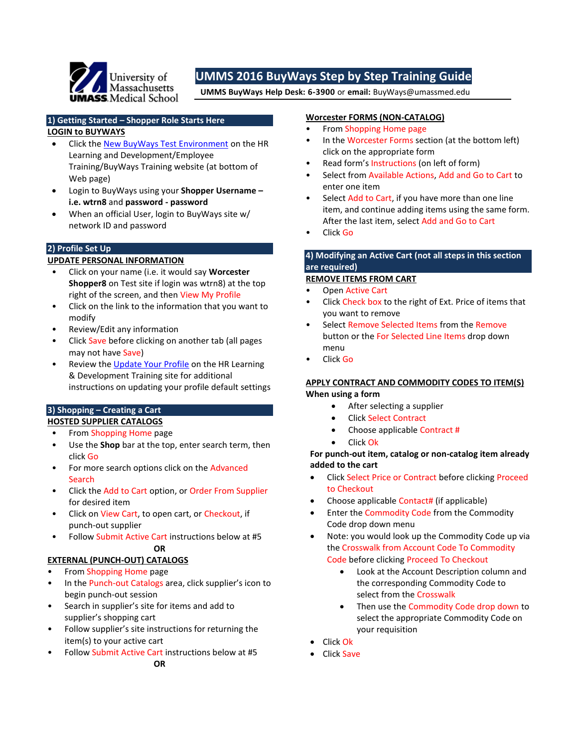University of Massachusetts UMASS Medical School

# UMMS 2016 BuyWays Step by Step Training Guide

**UMMS BuyWays Help Desk: 6-3900** or **email:** BuyWays@umassmed.edu

## 1) Getting Started – Shopper Role Starts Here

**LOGIN to BUYWAYS**

- Click the New BuyWays Test Environment on the HR Learning and Development/Employee Training/BuyWays Training website (at bottom of Web page)
- Login to BuyWays using your **Shopper Username – i.e. wtrn8** and **password - password**
- When an official User, login to BuyWays site w/ network ID and password

## 2) Profile Set Up

**UPDATE PERSONAL INFORMATION**

- Click on your name (i.e. it would say **Worcester Shopper8** on Test site if login was wtrn8) at the top right of the screen, and then View My Profile
- Click on the link to the information that you want to modify
- Review/Edit any information
- Click Save before clicking on another tab (all pages may not have Save)
- Review the Update Your Profile on the HR Learning & Development Training site for additional instructions on updating your profile default settings

## 3) Shopping – Creating a Cart

**HOSTED SUPPLIER CATALOGS**

- From Shopping Home page
- Use the **Shop** bar at the top, enter search term, then click Go
- For more search options click on the Advanced Search
- Click the Add to Cart option, or Order From Supplier for desired item
- Click on View Cart, to open cart, or Checkout, if punch-out supplier
- Follow Submit Active Cart instructions below at #5

**OR**

**EXTERNAL (PUNCH-OUT) CATALOGS**

- From Shopping Home page
- In the Punch-out Catalogs area, click supplier's icon to begin punch-out session
- Search in supplier's site for items and add to supplier's shopping cart
- Follow supplier's site instructions for returning the item(s) to your active cart
- Follow Submit Active Cart instructions below at #5

**OR**

**Worcester FORMS (NON-CATALOG)**

- From Shopping Home page
- In the Worcester Forms section (at the bottom left) click on the appropriate form
- Read form's Instructions (on left of form)
- Select from Available Actions, Add and Go to Cart to enter one item
- Select Add to Cart, if you have more than one line item, and continue adding items using the same form. After the last item, select Add and Go to Cart
- Click Go

## 4) Modifying an Active Cart (not all steps in this section are required)

**REMOVE ITEMS FROM CART**

- Open Active Cart
- Click Check box to the right of Ext. Price of items that you want to remove
- Select Remove Selected Items from the Remove button or the For Selected Line Items drop down menu
- Click Go

**APPLY CONTRACT AND COMMODITY CODES TO ITEM(S)**

**When using a form**

- After selecting a supplier
- Click Select Contract
- Choose applicable Contract #
- Click Ok

**For punch-out item, catalog or non-catalog item already added to the cart**

- Click Select Price or Contract before clicking Proceed to Checkout
- Choose applicable Contact# (if applicable)
- Enter the Commodity Code from the Commodity Code drop down menu
- Note: you would look up the Commodity Code up via the Crosswalk from Account Code To Commodity Code before clicking Proceed To Checkout
  - Look at the Account Description column and the corresponding Commodity Code to select from the Crosswalk
  - Then use the Commodity Code drop down to select the appropriate Commodity Code on your requisition
- Click Ok
- Click Save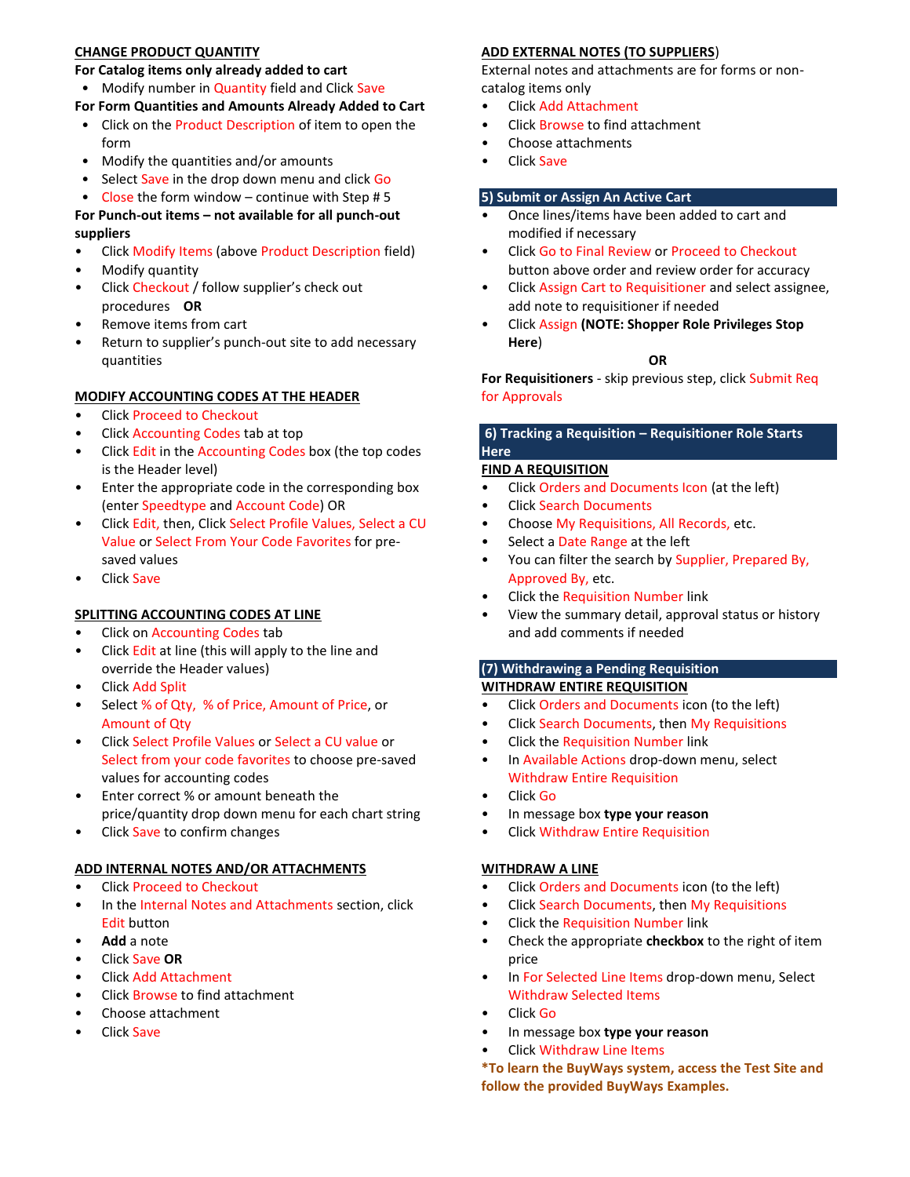## CHANGE PRODUCT QUANTITY

**For Catalog items only already added to cart**

- Modify number in Quantity field and Click Save

**For Form Quantities and Amounts Already Added to Cart**

- Click on the Product Description of item to open the form
- Modify the quantities and/or amounts
- Select Save in the drop down menu and click Go
- Close the form window – continue with Step # 5

**For Punch-out items – not available for all punch-out suppliers**

- Click Modify Items (above Product Description field)
- Modify quantity
- Click Checkout / follow supplier's check out procedures **OR**
- Remove items from cart
- Return to supplier's punch-out site to add necessary quantities

## MODIFY ACCOUNTING CODES AT THE HEADER

- Click Proceed to Checkout
- Click Accounting Codes tab at top
- Click Edit in the Accounting Codes box (the top codes is the Header level)
- Enter the appropriate code in the corresponding box (enter Speedtype and Account Code) OR
- Click Edit, then, Click Select Profile Values, Select a CU Value or Select From Your Code Favorites for pre-saved values
- Click Save

## SPLITTING ACCOUNTING CODES AT LINE

- Click on Accounting Codes tab
- Click Edit at line (this will apply to the line and override the Header values)
- Click Add Split
- Select % of Qty, % of Price, Amount of Price, or Amount of Qty
- Click Select Profile Values or Select a CU value or Select from your code favorites to choose pre-saved values for accounting codes
- Enter correct % or amount beneath the price/quantity drop down menu for each chart string
- Click Save to confirm changes

## ADD INTERNAL NOTES AND/OR ATTACHMENTS

- Click Proceed to Checkout
- In the Internal Notes and Attachments section, click Edit button
- **Add** a note
- Click Save **OR**
- Click Add Attachment
- Click Browse to find attachment
- Choose attachment
- Click Save

## ADD EXTERNAL NOTES (TO SUPPLIERS)

External notes and attachments are for forms or non-catalog items only

- Click Add Attachment
- Click Browse to find attachment
- Choose attachments
- Click Save

## 5) Submit or Assign An Active Cart

- Once lines/items have been added to cart and modified if necessary
- Click Go to Final Review or Proceed to Checkout button above order and review order for accuracy
- Click Assign Cart to Requisitioner and select assignee, add note to requisitioner if needed
- Click Assign **(NOTE: Shopper Role Privileges Stop Here)**

**OR**

**For Requisitioners** - skip previous step, click Submit Req for Approvals

## 6) Tracking a Requisition – Requisitioner Role Starts Here

### FIND A REQUISITION

- Click Orders and Documents Icon (at the left)
- Click Search Documents
- Choose My Requisitions, All Records, etc.
- Select a Date Range at the left
- You can filter the search by Supplier, Prepared By, Approved By, etc.
- Click the Requisition Number link
- View the summary detail, approval status or history and add comments if needed

## (7) Withdrawing a Pending Requisition

### WITHDRAWING ENTIRE REQUISITION

- Click Orders and Documents icon (to the left)
- Click Search Documents, then My Requisitions
- Click the Requisition Number link
- In Available Actions drop-down menu, select Withdraw Entire Requisition
- Click Go
- In message box **type your reason**
- Click Withdraw Entire Requisition

### WITHDRAW A LINE

- Click Orders and Documents icon (to the left)
- Click Search Documents, then My Requisitions
- Click the Requisition Number link
- Check the appropriate **checkbox** to the right of item price
- In For Selected Line Items drop-down menu, Select Withdraw Selected Items
- Click Go
- In message box **type your reason**
- Click Withdraw Line Items

**\*To learn the BuyWays system, access the Test Site and follow the provided BuyWays Examples.**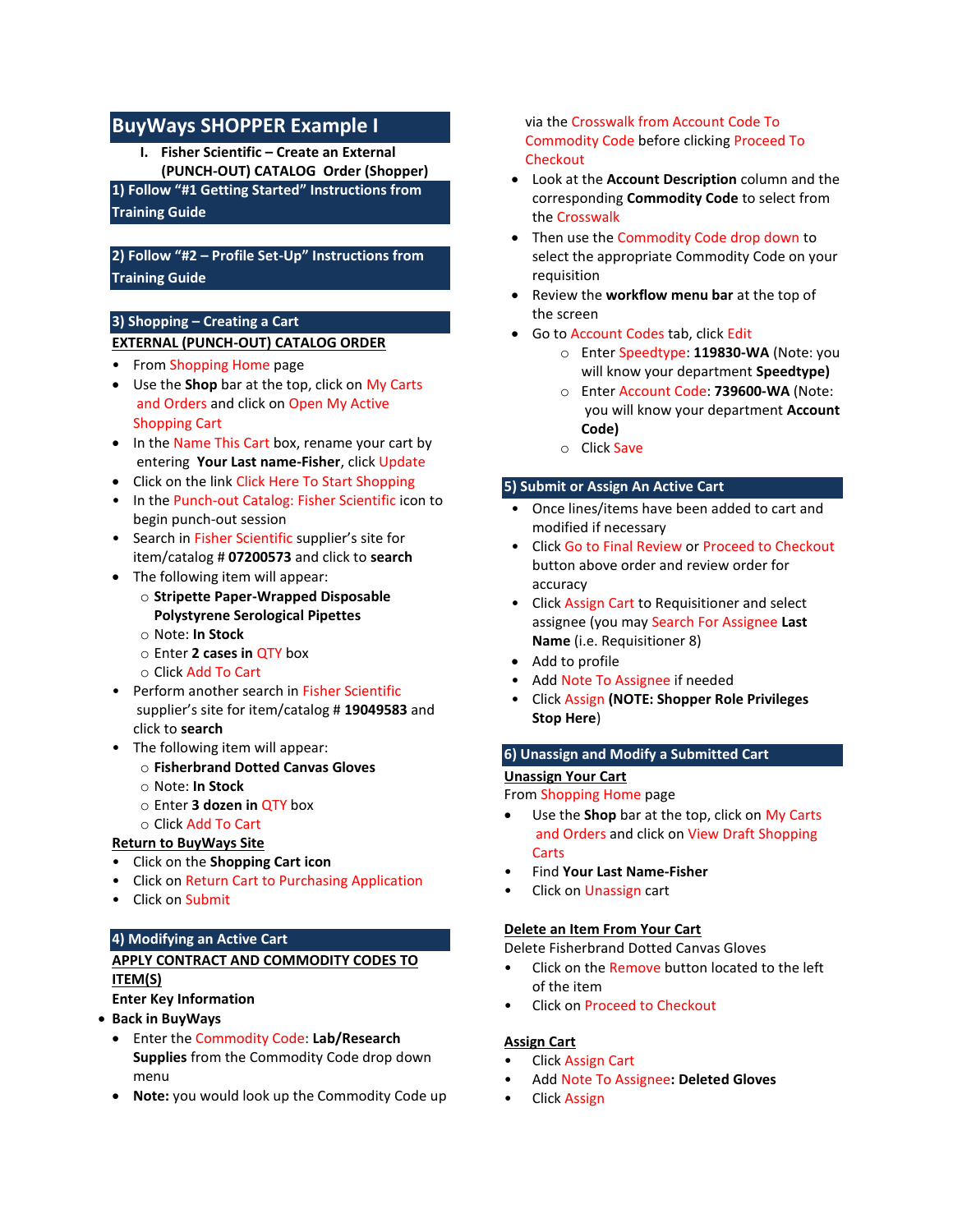# BuyWays SHOPPER Example I

I. **Fisher Scientific – Create an External (PUNCH-OUT) CATALOG Order (Shopper)**

## 1) Follow "#1 Getting Started" Instructions from Training Guide

## 2) Follow "#2 – Profile Set-Up" Instructions from Training Guide

## 3) Shopping – Creating a Cart

**EXTERNAL (PUNCH-OUT) CATALOG ORDER**

- From Shopping Home page
- Use the **Shop** bar at the top, click on My Carts and Orders and click on Open My Active Shopping Cart
- In the Name This Cart box, rename your cart by entering **Your Last name-Fisher**, click Update
- Click on the link Click Here To Start Shopping
- In the Punch-out Catalog: Fisher Scientific icon to begin punch-out session
- Search in Fisher Scientific supplier's site for item/catalog # **07200573** and click to **search**
- The following item will appear:
  - **Stripette Paper-Wrapped Disposable Polystyrene Serological Pipettes**
  - Note: **In Stock**
  - Enter **2 cases in** QTY box
  - Click Add To Cart
- Perform another search in Fisher Scientific supplier's site for item/catalog # **19049583** and click to **search**
- The following item will appear:
  - **Fisherbrand Dotted Canvas Gloves**
  - Note: **In Stock**
  - Enter **3 dozen in** QTY box
  - Click Add To Cart

**Return to BuyWays Site**

- Click on the **Shopping Cart icon**
- Click on Return Cart to Purchasing Application
- Click on Submit

## 4) Modifying an Active Cart

**APPLY CONTRACT AND COMMODITY CODES TO ITEM(S)**

**Enter Key Information**

- **Back in BuyWays**
  - Enter the Commodity Code: **Lab/Research Supplies** from the Commodity Code drop down menu
  - **Note:** you would look up the Commodity Code up via the Crosswalk from Account Code To Commodity Code before clicking Proceed To Checkout
  - Look at the **Account Description** column and the corresponding **Commodity Code** to select from the Crosswalk
  - Then use the Commodity Code drop down to select the appropriate Commodity Code on your requisition
  - Review the **workflow menu bar** at the top of the screen
  - Go to Account Codes tab, click Edit
    - Enter Speedtype: **119830-WA** (Note: you will know your department **Speedtype)**
    - Enter Account Code: **739600-WA** (Note: you will know your department **Account Code)**
    - Click Save

## 5) Submit or Assign An Active Cart

- Once lines/items have been added to cart and modified if necessary
- Click Go to Final Review or Proceed to Checkout button above order and review order for accuracy
- Click Assign Cart to Requisitioner and select assignee (you may Search For Assignee **Last Name** (i.e. Requisitioner 8)
- Add to profile
- Add Note To Assignee if needed
- Click Assign **(NOTE: Shopper Role Privileges Stop Here**)

## 6) Unassign and Modify a Submitted Cart

**Unassign Your Cart**

From Shopping Home page

- Use the **Shop** bar at the top, click on My Carts and Orders and click on View Draft Shopping Carts
- Find **Your Last Name-Fisher**
- Click on Unassign cart

**Delete an Item From Your Cart**

Delete Fisherbrand Dotted Canvas Gloves

- Click on the Remove button located to the left of the item
- Click on Proceed to Checkout

**Assign Cart**

- Click Assign Cart
- Add Note To Assignee**: Deleted Gloves**
- Click Assign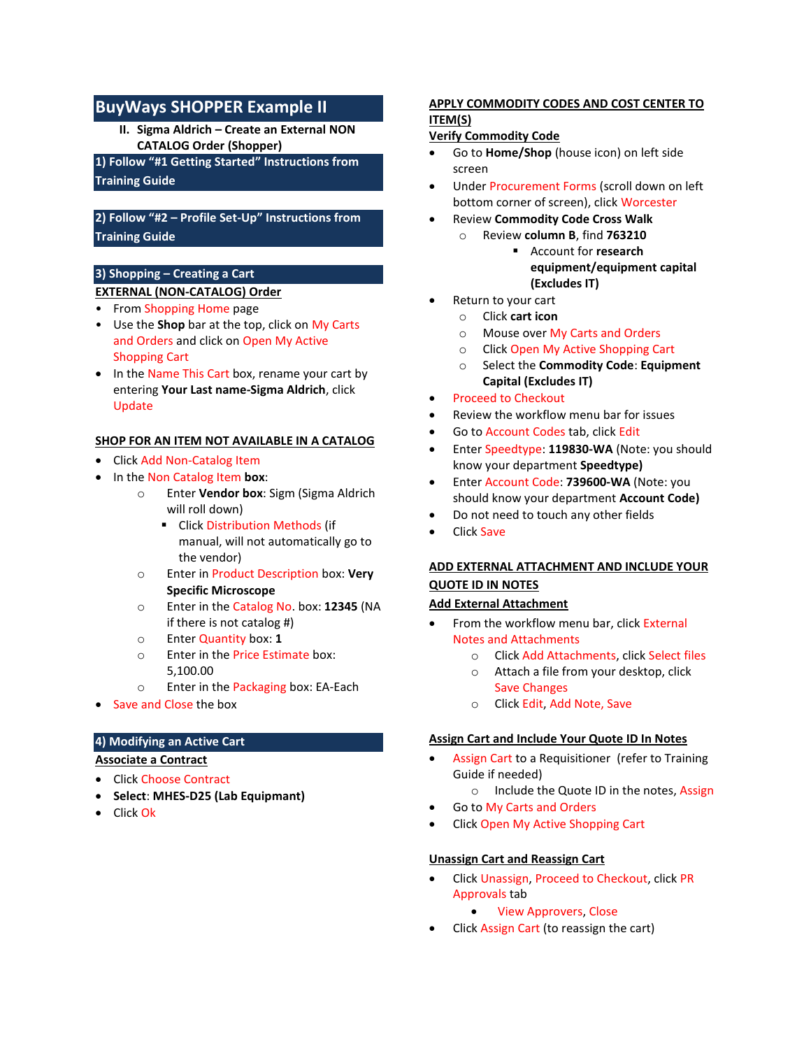# BuyWays SHOPPER Example II

## II. Sigma Aldrich – Create an External NON CATALOG Order (Shopper)

## 1) Follow "#1 Getting Started" Instructions from Training Guide

## 2) Follow "#2 – Profile Set-Up" Instructions from Training Guide

## 3) Shopping – Creating a Cart

**EXTERNAL (NON-CATALOG) Order**

- From Shopping Home page
- Use the **Shop** bar at the top, click on My Carts and Orders and click on Open My Active Shopping Cart
- In the Name This Cart box, rename your cart by entering **Your Last name-Sigma Aldrich**, click Update

**SHOP FOR AN ITEM NOT AVAILABLE IN A CATALOG**

- Click Add Non-Catalog Item
- In the Non Catalog Item **box**:
  - Enter **Vendor box**: Sigm (Sigma Aldrich will roll down)
    - Click Distribution Methods (if manual, will not automatically go to the vendor)
  - Enter in Product Description box: **Very Specific Microscope**
  - Enter in the Catalog No. box: **12345** (NA if there is not catalog #)
  - Enter Quantity box: **1**
  - Enter in the Price Estimate box: 5,100.00
  - Enter in the Packaging box: EA-Each
- Save and Close the box

## 4) Modifying an Active Cart

**Associate a Contract**

- Click Choose Contract
- **Select**: **MHES-D25 (Lab Equipmant)**
- Click Ok

**APPLY COMMODITY CODES AND COST CENTER TO ITEM(S)**

**Verify Commodity Code**

- Go to **Home/Shop** (house icon) on left side screen
- Under Procurement Forms (scroll down on left bottom corner of screen), click Worcester
- Review **Commodity Code Cross Walk**
  - Review **column B**, find **763210**
    - Account for **research equipment/equipment capital (Excludes IT)**
- Return to your cart
  - Click **cart icon**
  - Mouse over My Carts and Orders
  - Click Open My Active Shopping Cart
  - Select the **Commodity Code**: **Equipment Capital (Excludes IT)**
- Proceed to Checkout
- Review the workflow menu bar for issues
- Go to Account Codes tab, click Edit
- Enter Speedtype: **119830-WA** (Note: you should know your department **Speedtype)**
- Enter Account Code: **739600-WA** (Note: you should know your department **Account Code)**
- Do not need to touch any other fields
- Click Save

**ADD EXTERNAL ATTACHMENT AND INCLUDE YOUR QUOTE ID IN NOTES**

**Add External Attachment**

- From the workflow menu bar, click External Notes and Attachments
  - Click Add Attachments, click Select files
  - Attach a file from your desktop, click Save Changes
  - Click Edit, Add Note, Save

**Assign Cart and Include Your Quote ID In Notes**

- Assign Cart to a Requisitioner (refer to Training Guide if needed)
  - Include the Quote ID in the notes, Assign
- Go to My Carts and Orders
- Click Open My Active Shopping Cart

**Unassign Cart and Reassign Cart**

- Click Unassign, Proceed to Checkout, click PR Approvals tab
  - View Approvers, Close
- Click Assign Cart (to reassign the cart)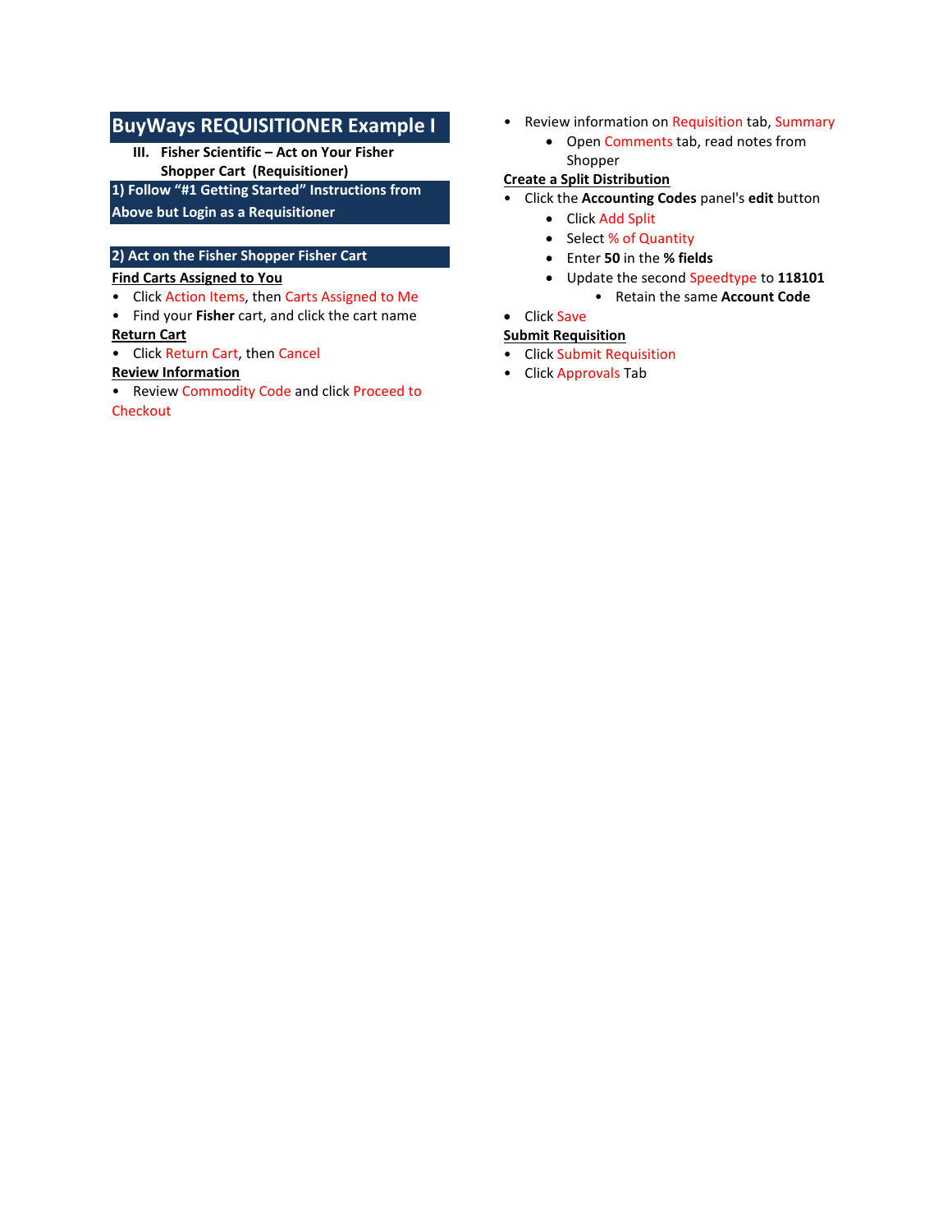# BuyWays REQUISITIONER Example I

**III. Fisher Scientific – Act on Your Fisher Shopper Cart (Requisitioner)**

## 1) Follow "#1 Getting Started" Instructions from Above but Login as a Requisitioner

## 2) Act on the Fisher Shopper Fisher Cart

**Find Carts Assigned to You**

- Click Action Items, then Carts Assigned to Me
- Find your **Fisher** cart, and click the cart name

**Return Cart**

- Click Return Cart, then Cancel

**Review Information**

- Review Commodity Code and click Proceed to Checkout
- Review information on Requisition tab, Summary
  - Open Comments tab, read notes from Shopper

**Create a Split Distribution**

- Click the **Accounting Codes** panel's **edit** button
  - Click Add Split
  - Select % of Quantity
  - Enter **50** in the **% fields**
  - Update the second Speedtype to **118101**
    - Retain the same **Account Code**
- Click Save

**Submit Requisition**

- Click Submit Requisition
- Click Approvals Tab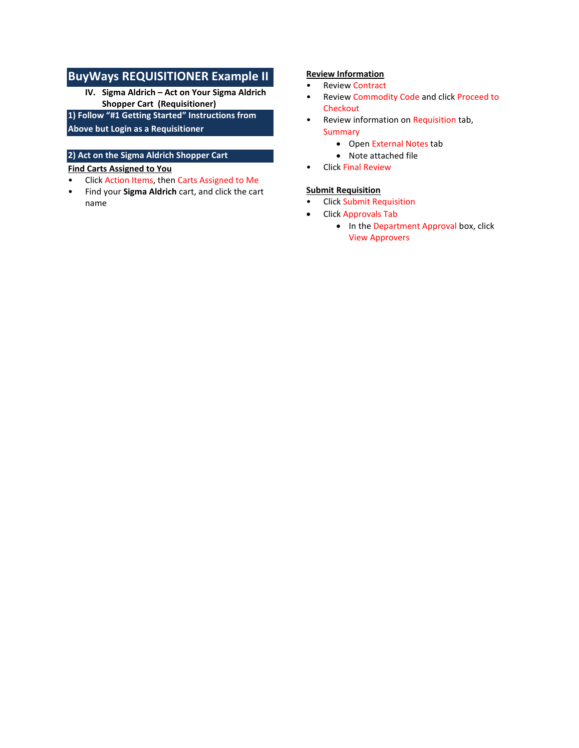# BuyWays REQUISITIONER Example II

**IV. Sigma Aldrich – Act on Your Sigma Aldrich Shopper Cart (Requisitioner)**

## 1) Follow "#1 Getting Started" Instructions from Above but Login as a Requisitioner

## 2) Act on the Sigma Aldrich Shopper Cart

**Find Carts Assigned to You**

- Click Action Items, then Carts Assigned to Me
- Find your **Sigma Aldrich** cart, and click the cart name

**Review Information**

- Review Contract
- Review Commodity Code and click Proceed to Checkout
- Review information on Requisition tab, Summary
  - Open External Notes tab
  - Note attached file
- Click Final Review

**Submit Requisition**

- Click Submit Requisition
- Click Approvals Tab
  - In the Department Approval box, click View Approvers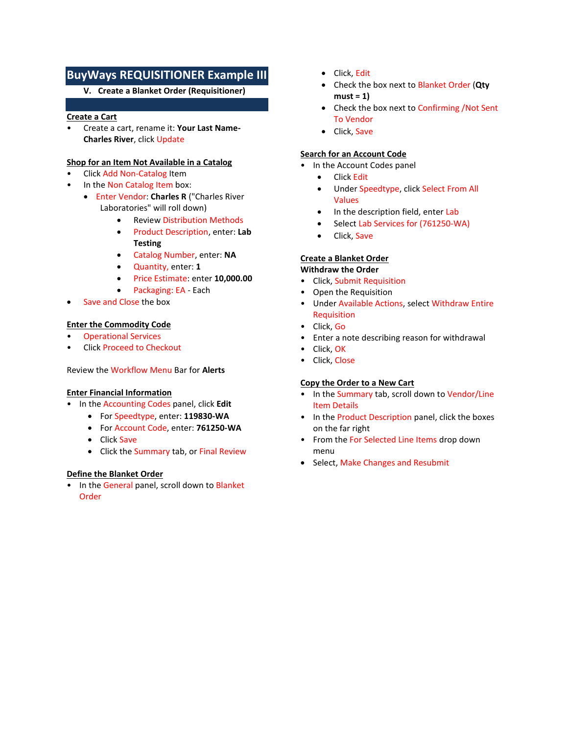# BuyWays REQUISITIONER Example III

## V. Create a Blanket Order (Requisitioner)

**Create a Cart**

- Create a cart, rename it: **Your Last Name-Charles River**, click Update

**Shop for an Item Not Available in a Catalog**

- Click Add Non-Catalog Item
- In the Non Catalog Item box:
  - Enter Vendor: **Charles R** ("Charles River Laboratories" will roll down)
    - Review Distribution Methods
    - Product Description, enter: **Lab Testing**
    - Catalog Number, enter: **NA**
    - Quantity, enter: **1**
    - Price Estimate: enter **10,000.00**
    - Packaging: EA - Each
- Save and Close the box

**Enter the Commodity Code**

- Operational Services
- Click Proceed to Checkout

Review the Workflow Menu Bar for **Alerts**

**Enter Financial Information**

- In the Accounting Codes panel, click **Edit**
  - For Speedtype, enter: **119830-WA**
  - For Account Code, enter: **761250-WA**
  - Click Save
  - Click the Summary tab, or Final Review

**Define the Blanket Order**

- In the General panel, scroll down to Blanket Order
  - Click, Edit
  - Check the box next to Blanket Order (**Qty must = 1)**
  - Check the box next to Confirming /Not Sent To Vendor
  - Click, Save

**Search for an Account Code**

- In the Account Codes panel
  - Click Edit
  - Under Speedtype, click Select From All Values
  - In the description field, enter Lab
  - Select Lab Services for (761250-WA)
  - Click, Save

**Create a Blanket Order**

**Withdraw the Order**

- Click, Submit Requisition
- Open the Requisition
- Under Available Actions, select Withdraw Entire Requisition
- Click, Go
- Enter a note describing reason for withdrawal
- Click, OK
- Click, Close

**Copy the Order to a New Cart**

- In the Summary tab, scroll down to Vendor/Line Item Details
- In the Product Description panel, click the boxes on the far right
- From the For Selected Line Items drop down menu
- Select, Make Changes and Resubmit